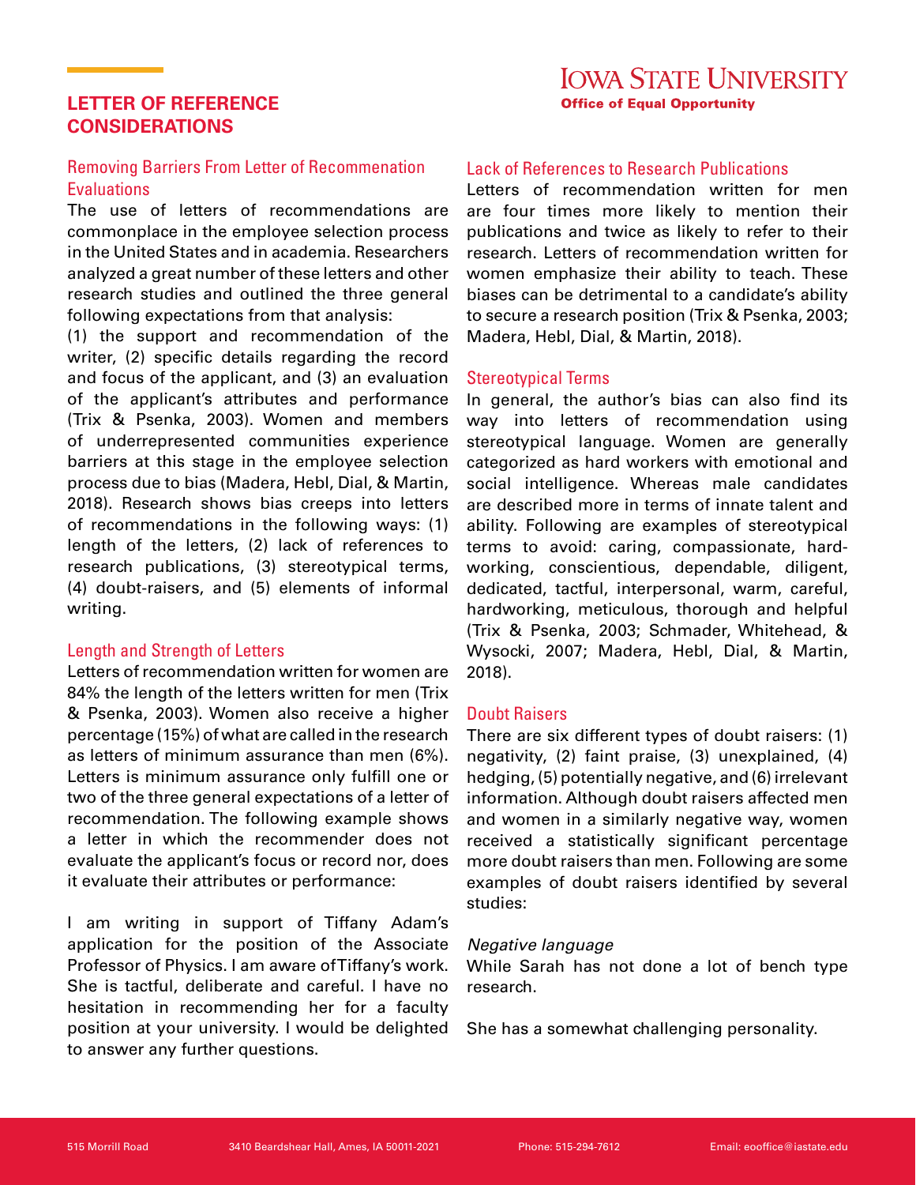# LETTER OF REFERENCE CONSIDERATIONS

**IOWA STATE UNIVERSITY**
**Office of Equal Opportunity**

## Removing Barriers From Letter of Recommenation Evaluations

The use of letters of recommendations are commonplace in the employee selection process in the United States and in academia. Researchers analyzed a great number of these letters and other research studies and outlined the three general following expectations from that analysis:

(1) the support and recommendation of the writer, (2) specific details regarding the record and focus of the applicant, and (3) an evaluation of the applicant's attributes and performance (Trix & Psenka, 2003). Women and members of underrepresented communities experience barriers at this stage in the employee selection process due to bias (Madera, Hebl, Dial, & Martin, 2018). Research shows bias creeps into letters of recommendations in the following ways: (1) length of the letters, (2) lack of references to research publications, (3) stereotypical terms, (4) doubt-raisers, and (5) elements of informal writing.

## Length and Strength of Letters

Letters of recommendation written for women are 84% the length of the letters written for men (Trix & Psenka, 2003). Women also receive a higher percentage (15%) of what are called in the research as letters of minimum assurance than men (6%). Letters is minimum assurance only fulfill one or two of the three general expectations of a letter of recommendation. The following example shows a letter in which the recommender does not evaluate the applicant's focus or record nor, does it evaluate their attributes or performance:

I am writing in support of Tiffany Adam's application for the position of the Associate Professor of Physics. I am aware of Tiffany's work. She is tactful, deliberate and careful. I have no hesitation in recommending her for a faculty position at your university. I would be delighted to answer any further questions.

## Lack of References to Research Publications

Letters of recommendation written for men are four times more likely to mention their publications and twice as likely to refer to their research. Letters of recommendation written for women emphasize their ability to teach. These biases can be detrimental to a candidate's ability to secure a research position (Trix & Psenka, 2003; Madera, Hebl, Dial, & Martin, 2018).

## Stereotypical Terms

In general, the author's bias can also find its way into letters of recommendation using stereotypical language. Women are generally categorized as hard workers with emotional and social intelligence. Whereas male candidates are described more in terms of innate talent and ability. Following are examples of stereotypical terms to avoid: caring, compassionate, hard-working, conscientious, dependable, diligent, dedicated, tactful, interpersonal, warm, careful, hardworking, meticulous, thorough and helpful (Trix & Psenka, 2003; Schmader, Whitehead, & Wysocki, 2007; Madera, Hebl, Dial, & Martin, 2018).

## Doubt Raisers

There are six different types of doubt raisers: (1) negativity, (2) faint praise, (3) unexplained, (4) hedging, (5) potentially negative, and (6) irrelevant information. Although doubt raisers affected men and women in a similarly negative way, women received a statistically significant percentage more doubt raisers than men. Following are some examples of doubt raisers identified by several studies:

*Negative language*

While Sarah has not done a lot of bench type research.

She has a somewhat challenging personality.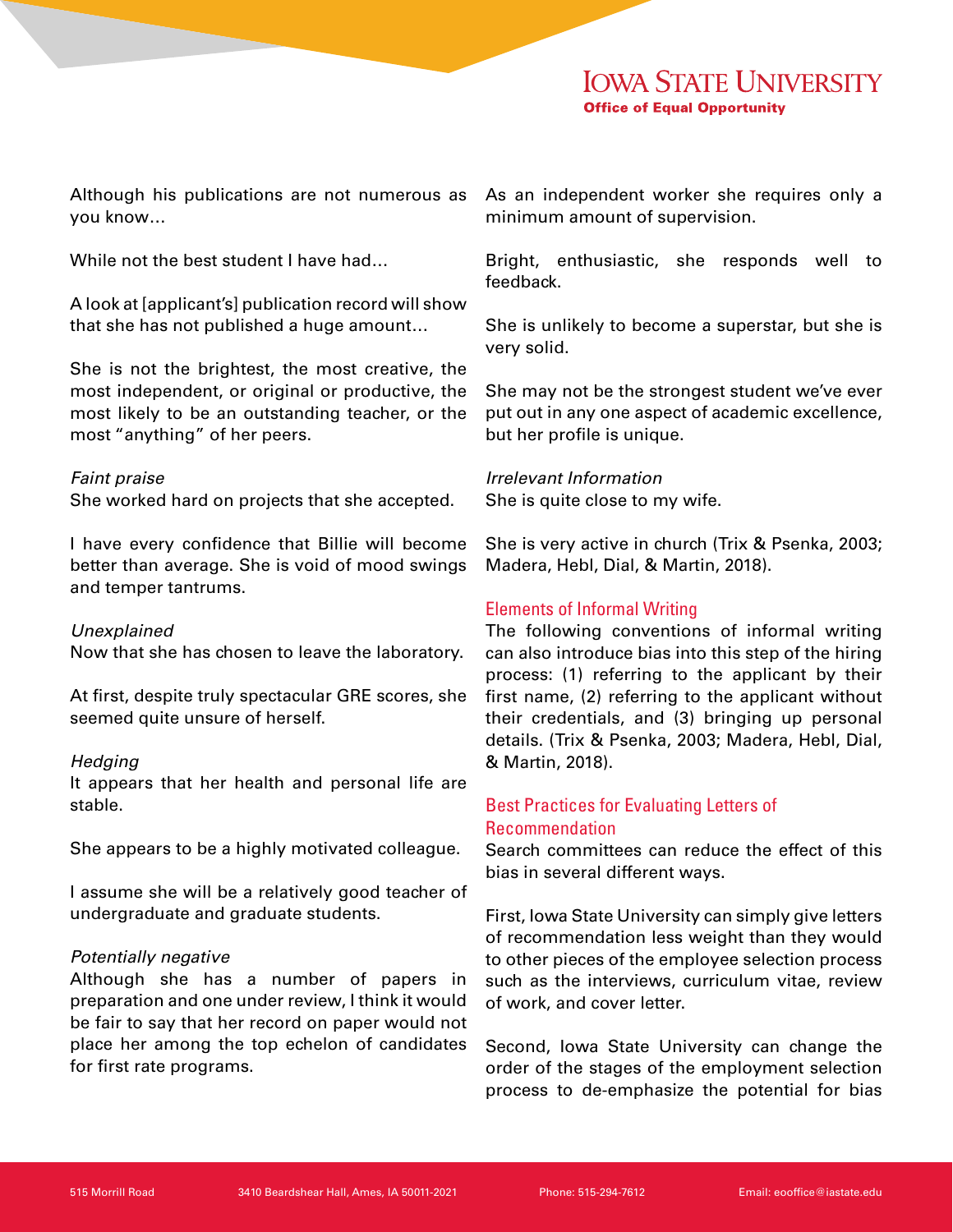Although his publications are not numerous as you know…

While not the best student I have had…

A look at [applicant's] publication record will show that she has not published a huge amount…

She is not the brightest, the most creative, the most independent, or original or productive, the most likely to be an outstanding teacher, or the most "anything" of her peers.

*Faint praise*
She worked hard on projects that she accepted.

I have every confidence that Billie will become better than average. She is void of mood swings and temper tantrums.

*Unexplained*
Now that she has chosen to leave the laboratory.

At first, despite truly spectacular GRE scores, she seemed quite unsure of herself.

*Hedging*
It appears that her health and personal life are stable.

She appears to be a highly motivated colleague.

I assume she will be a relatively good teacher of undergraduate and graduate students.

*Potentially negative*
Although she has a number of papers in preparation and one under review, I think it would be fair to say that her record on paper would not place her among the top echelon of candidates for first rate programs.

As an independent worker she requires only a minimum amount of supervision.

Bright, enthusiastic, she responds well to feedback.

She is unlikely to become a superstar, but she is very solid.

She may not be the strongest student we've ever put out in any one aspect of academic excellence, but her profile is unique.

*Irrelevant Information*
She is quite close to my wife.

She is very active in church (Trix & Psenka, 2003; Madera, Hebl, Dial, & Martin, 2018).

## Elements of Informal Writing

The following conventions of informal writing can also introduce bias into this step of the hiring process: (1) referring to the applicant by their first name, (2) referring to the applicant without their credentials, and (3) bringing up personal details. (Trix & Psenka, 2003; Madera, Hebl, Dial, & Martin, 2018).

## Best Practices for Evaluating Letters of Recommendation

Search committees can reduce the effect of this bias in several different ways.

First, Iowa State University can simply give letters of recommendation less weight than they would to other pieces of the employee selection process such as the interviews, curriculum vitae, review of work, and cover letter.

Second, Iowa State University can change the order of the stages of the employment selection process to de-emphasize the potential for bias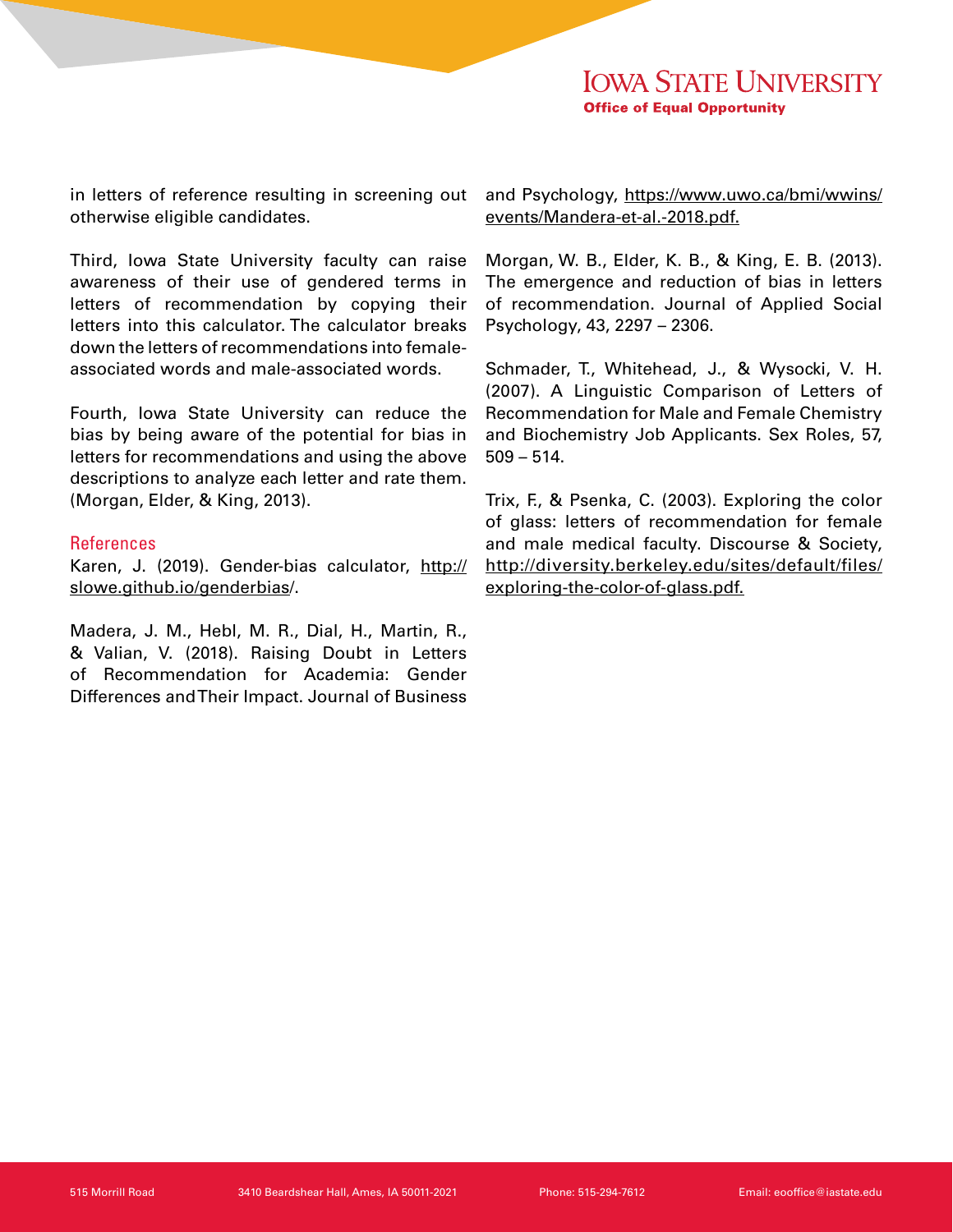in letters of reference resulting in screening out otherwise eligible candidates.

Third, Iowa State University faculty can raise awareness of their use of gendered terms in letters of recommendation by copying their letters into this calculator. The calculator breaks down the letters of recommendations into female-associated words and male-associated words.

Fourth, Iowa State University can reduce the bias by being aware of the potential for bias in letters for recommendations and using the above descriptions to analyze each letter and rate them. (Morgan, Elder, & King, 2013).

## References

Karen, J. (2019). Gender-bias calculator, http://slowe.github.io/genderbias/.

Madera, J. M., Hebl, M. R., Dial, H., Martin, R., & Valian, V. (2018). Raising Doubt in Letters of Recommendation for Academia: Gender Differences and Their Impact. Journal of Business and Psychology, https://www.uwo.ca/bmi/wwins/events/Mandera-et-al.-2018.pdf.

Morgan, W. B., Elder, K. B., & King, E. B. (2013). The emergence and reduction of bias in letters of recommendation. Journal of Applied Social Psychology, 43, 2297 – 2306.

Schmader, T., Whitehead, J., & Wysocki, V. H. (2007). A Linguistic Comparison of Letters of Recommendation for Male and Female Chemistry and Biochemistry Job Applicants. Sex Roles, 57, 509 – 514.

Trix, F., & Psenka, C. (2003). Exploring the color of glass: letters of recommendation for female and male medical faculty. Discourse & Society, http://diversity.berkeley.edu/sites/default/files/exploring-the-color-of-glass.pdf.